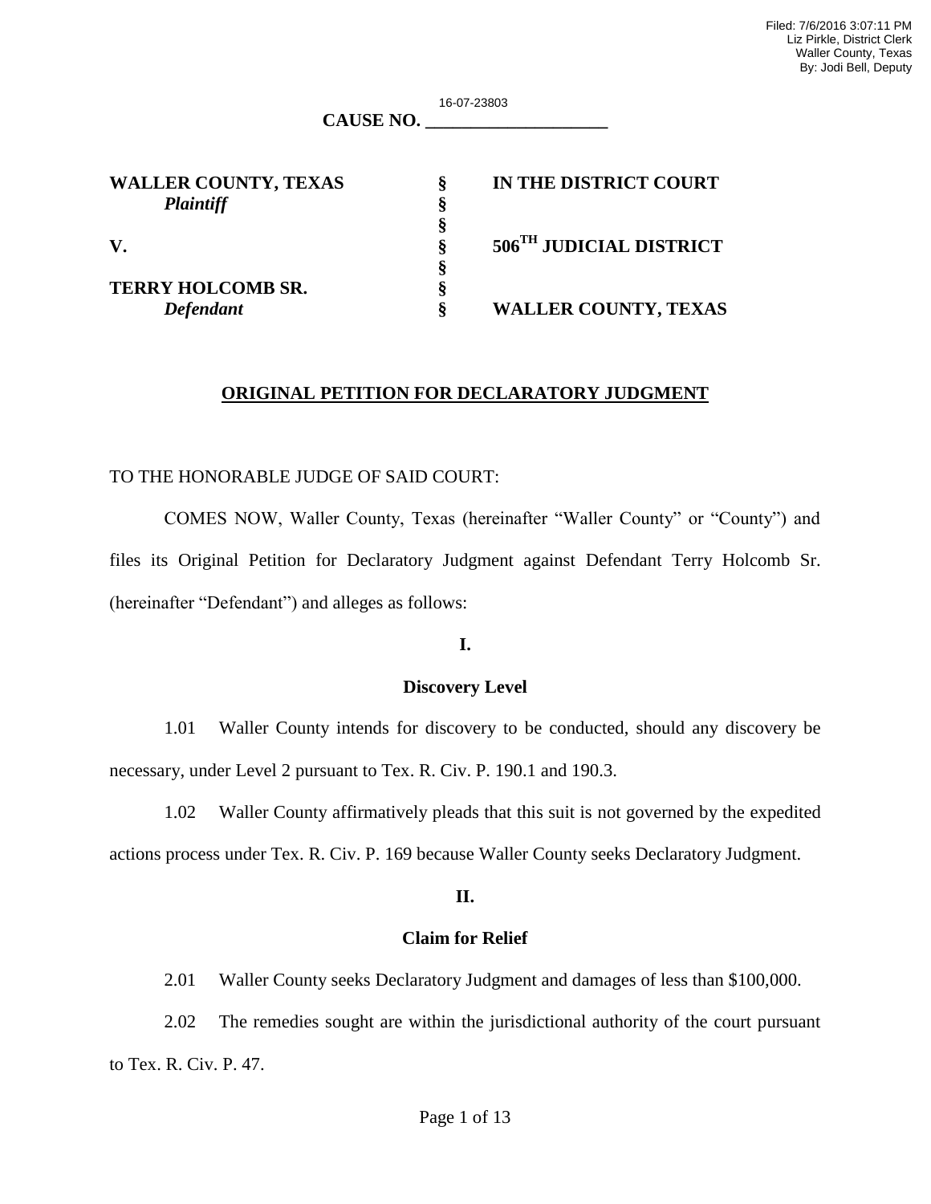Filed: 7/6/2016 3:07:11 PM
Liz Pirkle, District Clerk
Waller County, Texas
By: Jodi Bell, Deputy

16-07-23803
**CAUSE NO. ____________________**

| | | |
|---|---|---|
| **WALLER COUNTY, TEXAS** | **§** | **IN THE DISTRICT COURT** |
| ***Plaintiff*** | **§** | |
| | **§** | |
| **V.** | **§** | **506TH JUDICIAL DISTRICT** |
| | **§** | |
| **TERRY HOLCOMB SR.** | **§** | |
| ***Defendant*** | **§** | **WALLER COUNTY, TEXAS** |

## ORIGINAL PETITION FOR DECLARATORY JUDGMENT

TO THE HONORABLE JUDGE OF SAID COURT:

COMES NOW, Waller County, Texas (hereinafter "Waller County" or "County") and files its Original Petition for Declaratory Judgment against Defendant Terry Holcomb Sr. (hereinafter "Defendant") and alleges as follows:

### I.

### Discovery Level

1.01 Waller County intends for discovery to be conducted, should any discovery be necessary, under Level 2 pursuant to Tex. R. Civ. P. 190.1 and 190.3.

1.02 Waller County affirmatively pleads that this suit is not governed by the expedited actions process under Tex. R. Civ. P. 169 because Waller County seeks Declaratory Judgment.

### II.

### Claim for Relief

2.01 Waller County seeks Declaratory Judgment and damages of less than $100,000.

2.02 The remedies sought are within the jurisdictional authority of the court pursuant to Tex. R. Civ. P. 47.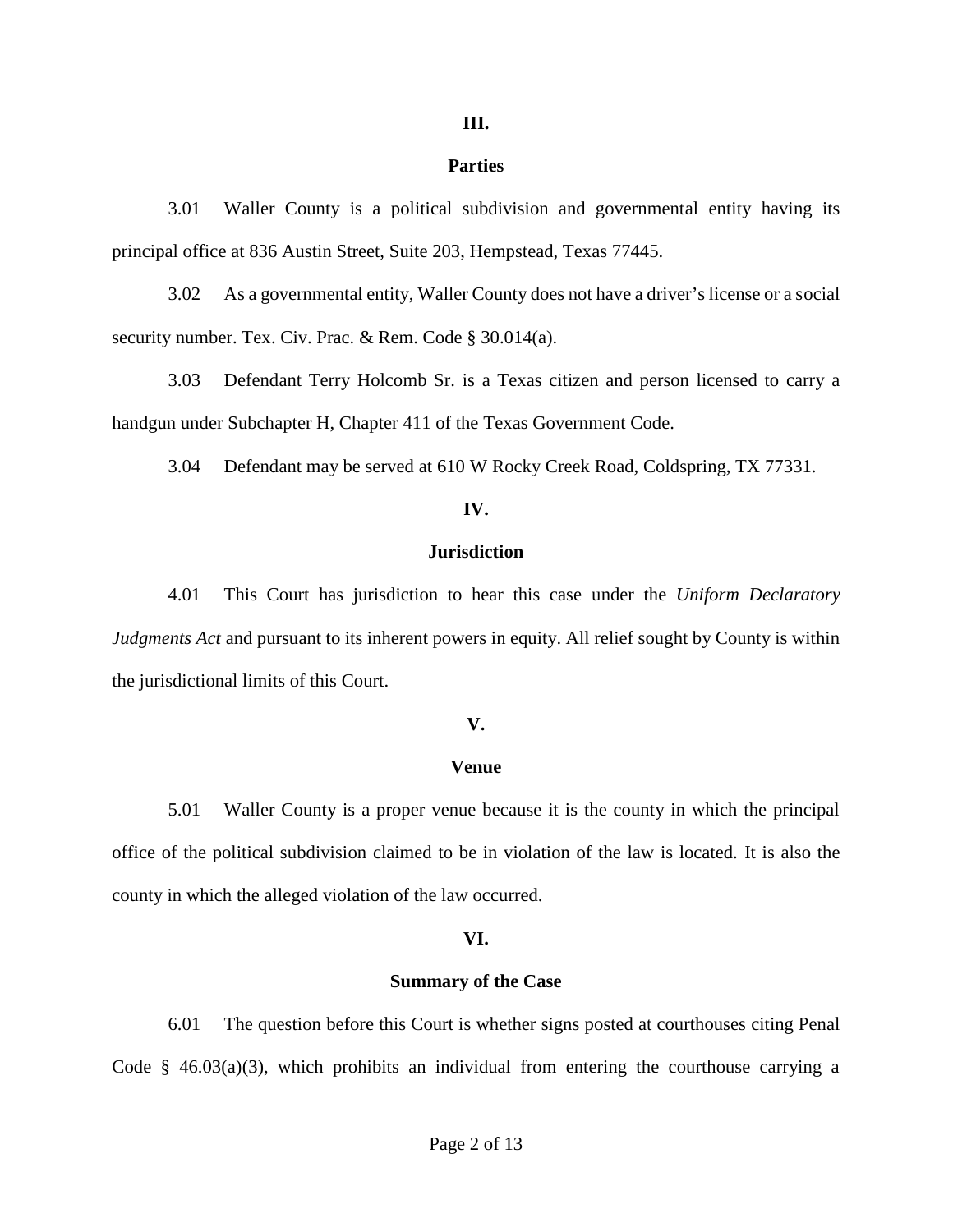## III.

## Parties

3.01 Waller County is a political subdivision and governmental entity having its principal office at 836 Austin Street, Suite 203, Hempstead, Texas 77445.

3.02 As a governmental entity, Waller County does not have a driver's license or a social security number. Tex. Civ. Prac. & Rem. Code § 30.014(a).

3.03 Defendant Terry Holcomb Sr. is a Texas citizen and person licensed to carry a handgun under Subchapter H, Chapter 411 of the Texas Government Code.

3.04 Defendant may be served at 610 W Rocky Creek Road, Coldspring, TX 77331.

## IV.

## Jurisdiction

4.01 This Court has jurisdiction to hear this case under the *Uniform Declaratory Judgments Act* and pursuant to its inherent powers in equity. All relief sought by County is within the jurisdictional limits of this Court.

## V.

## Venue

5.01 Waller County is a proper venue because it is the county in which the principal office of the political subdivision claimed to be in violation of the law is located. It is also the county in which the alleged violation of the law occurred.

## VI.

## Summary of the Case

6.01 The question before this Court is whether signs posted at courthouses citing Penal Code § 46.03(a)(3), which prohibits an individual from entering the courthouse carrying a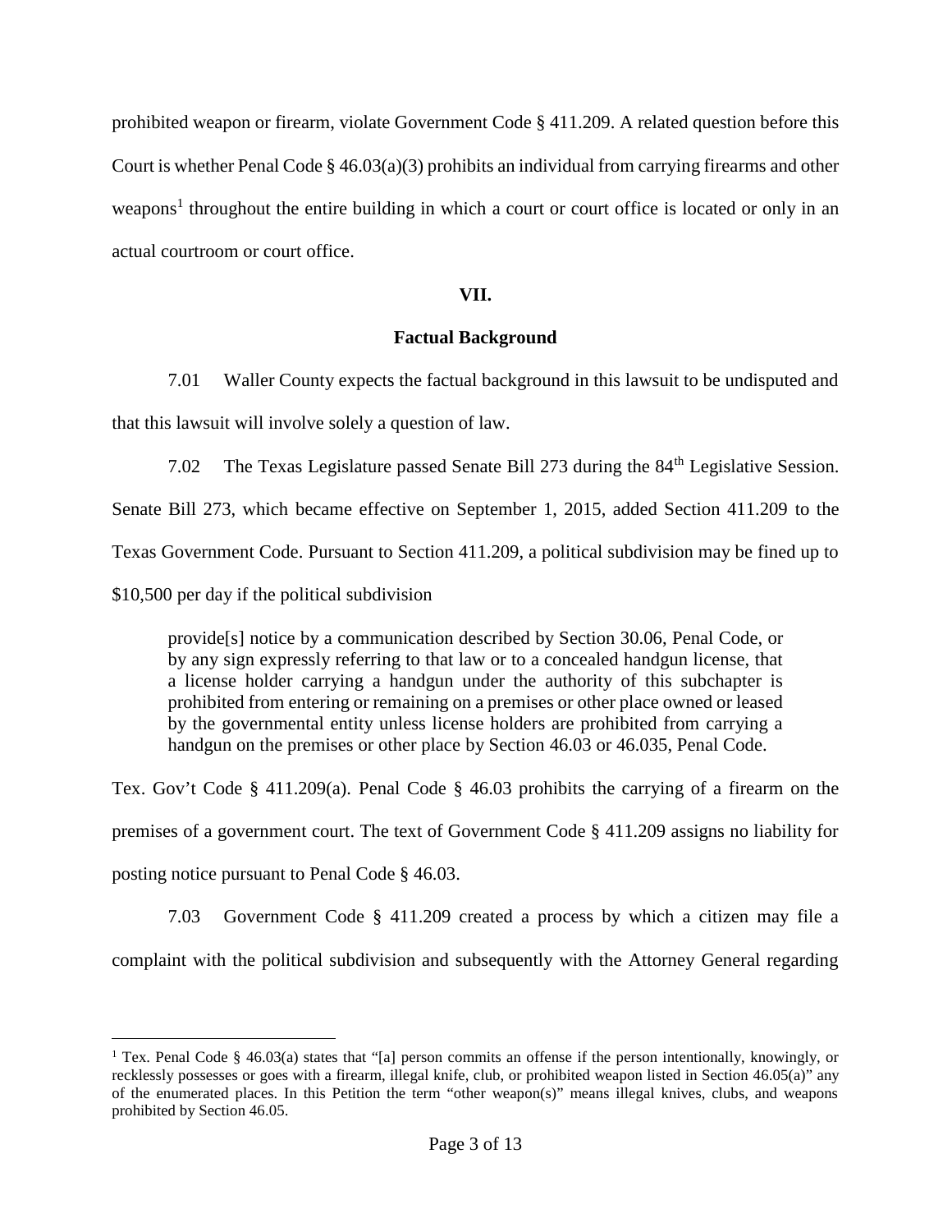prohibited weapon or firearm, violate Government Code § 411.209. A related question before this Court is whether Penal Code § 46.03(a)(3) prohibits an individual from carrying firearms and other weapons[1] throughout the entire building in which a court or court office is located or only in an actual courtroom or court office.

## VII.

## Factual Background

7.01 Waller County expects the factual background in this lawsuit to be undisputed and that this lawsuit will involve solely a question of law.

7.02 The Texas Legislature passed Senate Bill 273 during the 84th Legislative Session. Senate Bill 273, which became effective on September 1, 2015, added Section 411.209 to the Texas Government Code. Pursuant to Section 411.209, a political subdivision may be fined up to $10,500 per day if the political subdivision

> provide[s] notice by a communication described by Section 30.06, Penal Code, or by any sign expressly referring to that law or to a concealed handgun license, that a license holder carrying a handgun under the authority of this subchapter is prohibited from entering or remaining on a premises or other place owned or leased by the governmental entity unless license holders are prohibited from carrying a handgun on the premises or other place by Section 46.03 or 46.035, Penal Code.

Tex. Gov't Code § 411.209(a). Penal Code § 46.03 prohibits the carrying of a firearm on the premises of a government court. The text of Government Code § 411.209 assigns no liability for posting notice pursuant to Penal Code § 46.03.

7.03 Government Code § 411.209 created a process by which a citizen may file a complaint with the political subdivision and subsequently with the Attorney General regarding

---

[1] Tex. Penal Code § 46.03(a) states that "[a] person commits an offense if the person intentionally, knowingly, or recklessly possesses or goes with a firearm, illegal knife, club, or prohibited weapon listed in Section 46.05(a)" any of the enumerated places. In this Petition the term "other weapon(s)" means illegal knives, clubs, and weapons prohibited by Section 46.05.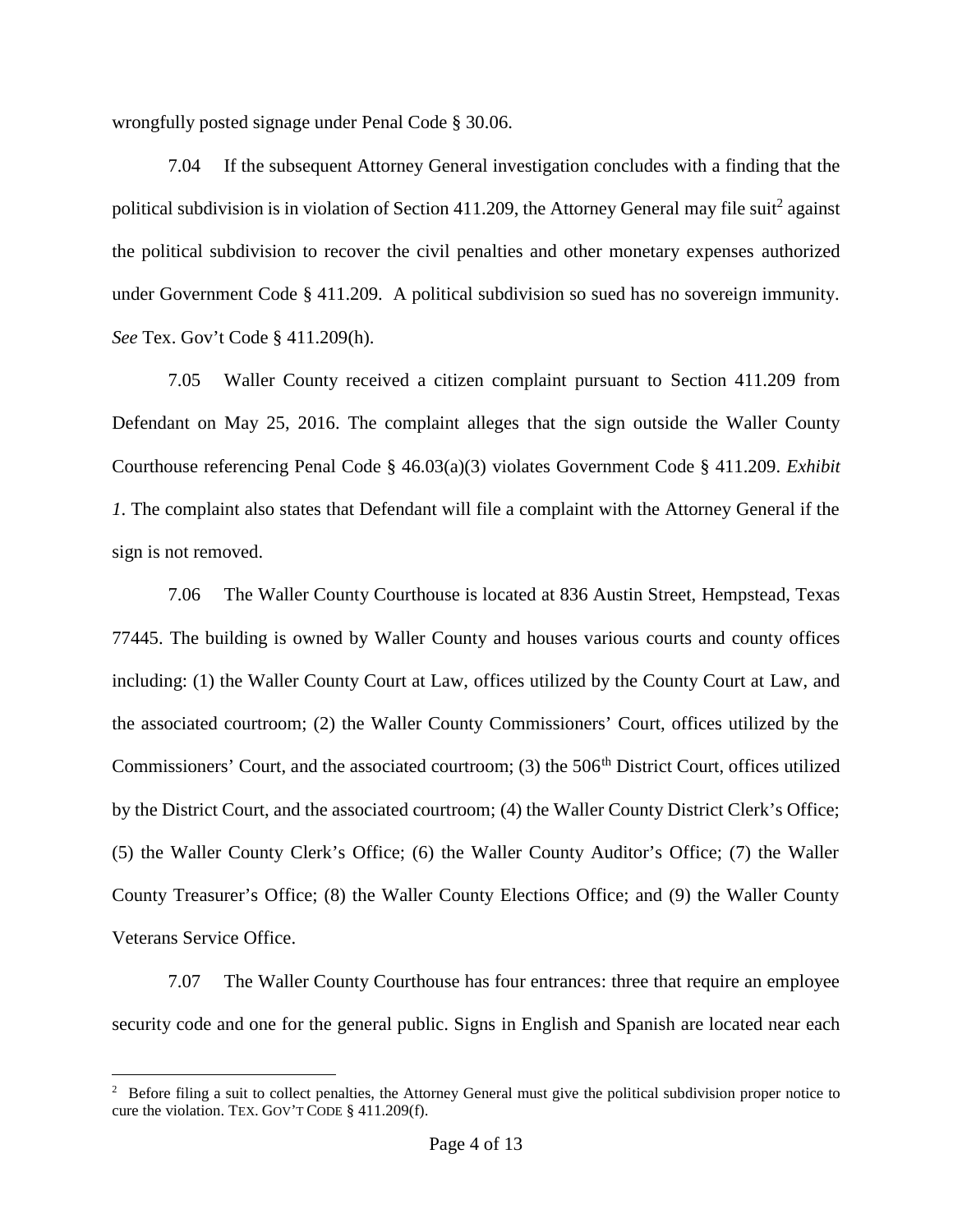wrongfully posted signage under Penal Code § 30.06.

7.04 If the subsequent Attorney General investigation concludes with a finding that the political subdivision is in violation of Section 411.209, the Attorney General may file suit[2] against the political subdivision to recover the civil penalties and other monetary expenses authorized under Government Code § 411.209. A political subdivision so sued has no sovereign immunity. *See* Tex. Gov't Code § 411.209(h).

7.05 Waller County received a citizen complaint pursuant to Section 411.209 from Defendant on May 25, 2016. The complaint alleges that the sign outside the Waller County Courthouse referencing Penal Code § 46.03(a)(3) violates Government Code § 411.209. *Exhibit 1*. The complaint also states that Defendant will file a complaint with the Attorney General if the sign is not removed.

7.06 The Waller County Courthouse is located at 836 Austin Street, Hempstead, Texas 77445. The building is owned by Waller County and houses various courts and county offices including: (1) the Waller County Court at Law, offices utilized by the County Court at Law, and the associated courtroom; (2) the Waller County Commissioners' Court, offices utilized by the Commissioners' Court, and the associated courtroom; (3) the 506th District Court, offices utilized by the District Court, and the associated courtroom; (4) the Waller County District Clerk's Office; (5) the Waller County Clerk's Office; (6) the Waller County Auditor's Office; (7) the Waller County Treasurer's Office; (8) the Waller County Elections Office; and (9) the Waller County Veterans Service Office.

7.07 The Waller County Courthouse has four entrances: three that require an employee security code and one for the general public. Signs in English and Spanish are located near each

---

[2] Before filing a suit to collect penalties, the Attorney General must give the political subdivision proper notice to cure the violation. TEX. GOV'T CODE § 411.209(f).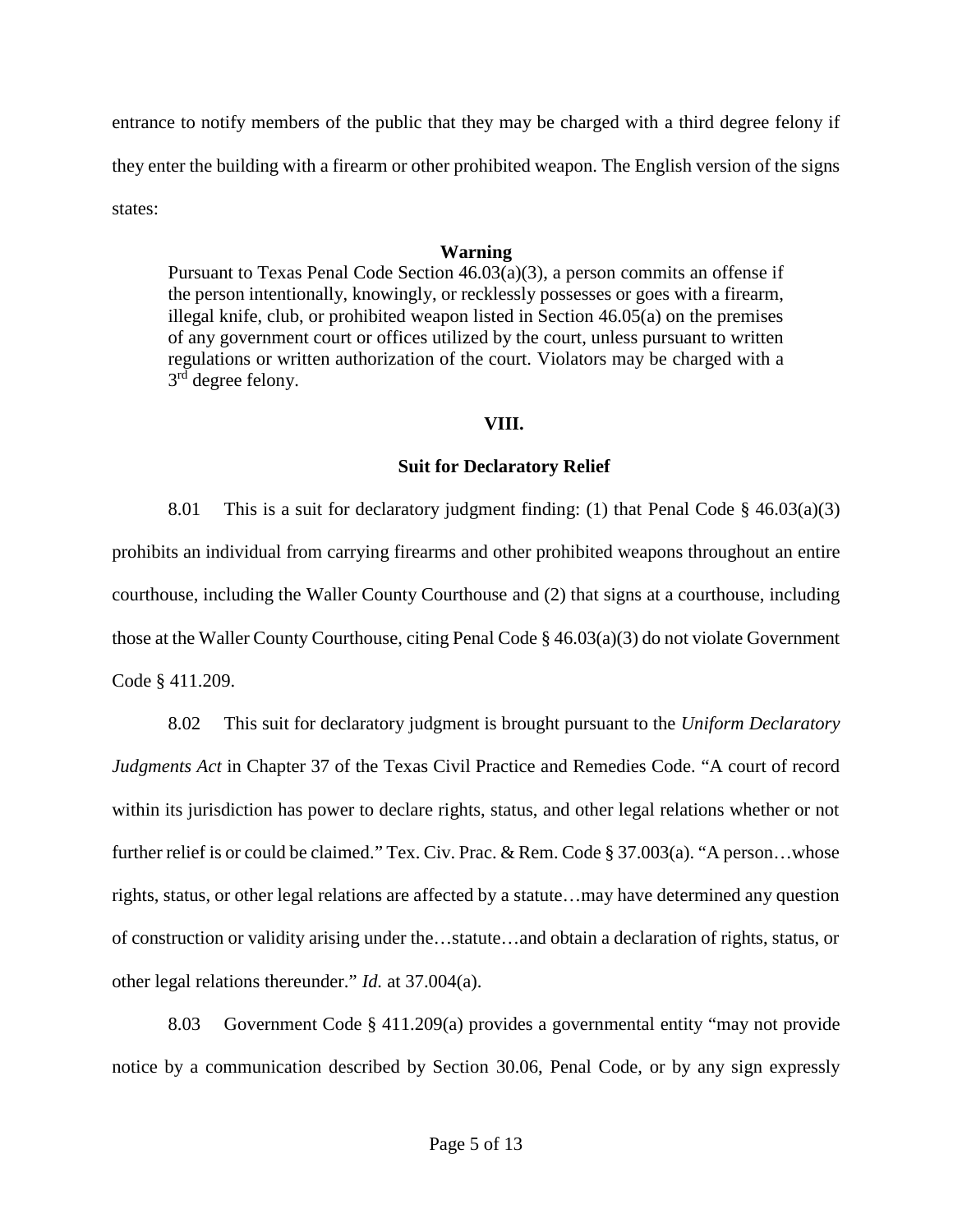entrance to notify members of the public that they may be charged with a third degree felony if they enter the building with a firearm or other prohibited weapon. The English version of the signs states:

> **Warning**
>
> Pursuant to Texas Penal Code Section 46.03(a)(3), a person commits an offense if the person intentionally, knowingly, or recklessly possesses or goes with a firearm, illegal knife, club, or prohibited weapon listed in Section 46.05(a) on the premises of any government court or offices utilized by the court, unless pursuant to written regulations or written authorization of the court. Violators may be charged with a 3rd degree felony.

**VIII.**

**Suit for Declaratory Relief**

8.01 This is a suit for declaratory judgment finding: (1) that Penal Code § 46.03(a)(3) prohibits an individual from carrying firearms and other prohibited weapons throughout an entire courthouse, including the Waller County Courthouse and (2) that signs at a courthouse, including those at the Waller County Courthouse, citing Penal Code § 46.03(a)(3) do not violate Government Code § 411.209.

8.02 This suit for declaratory judgment is brought pursuant to the *Uniform Declaratory Judgments Act* in Chapter 37 of the Texas Civil Practice and Remedies Code. "A court of record within its jurisdiction has power to declare rights, status, and other legal relations whether or not further relief is or could be claimed." Tex. Civ. Prac. & Rem. Code § 37.003(a). "A person…whose rights, status, or other legal relations are affected by a statute…may have determined any question of construction or validity arising under the…statute…and obtain a declaration of rights, status, or other legal relations thereunder." *Id.* at 37.004(a).

8.03 Government Code § 411.209(a) provides a governmental entity "may not provide notice by a communication described by Section 30.06, Penal Code, or by any sign expressly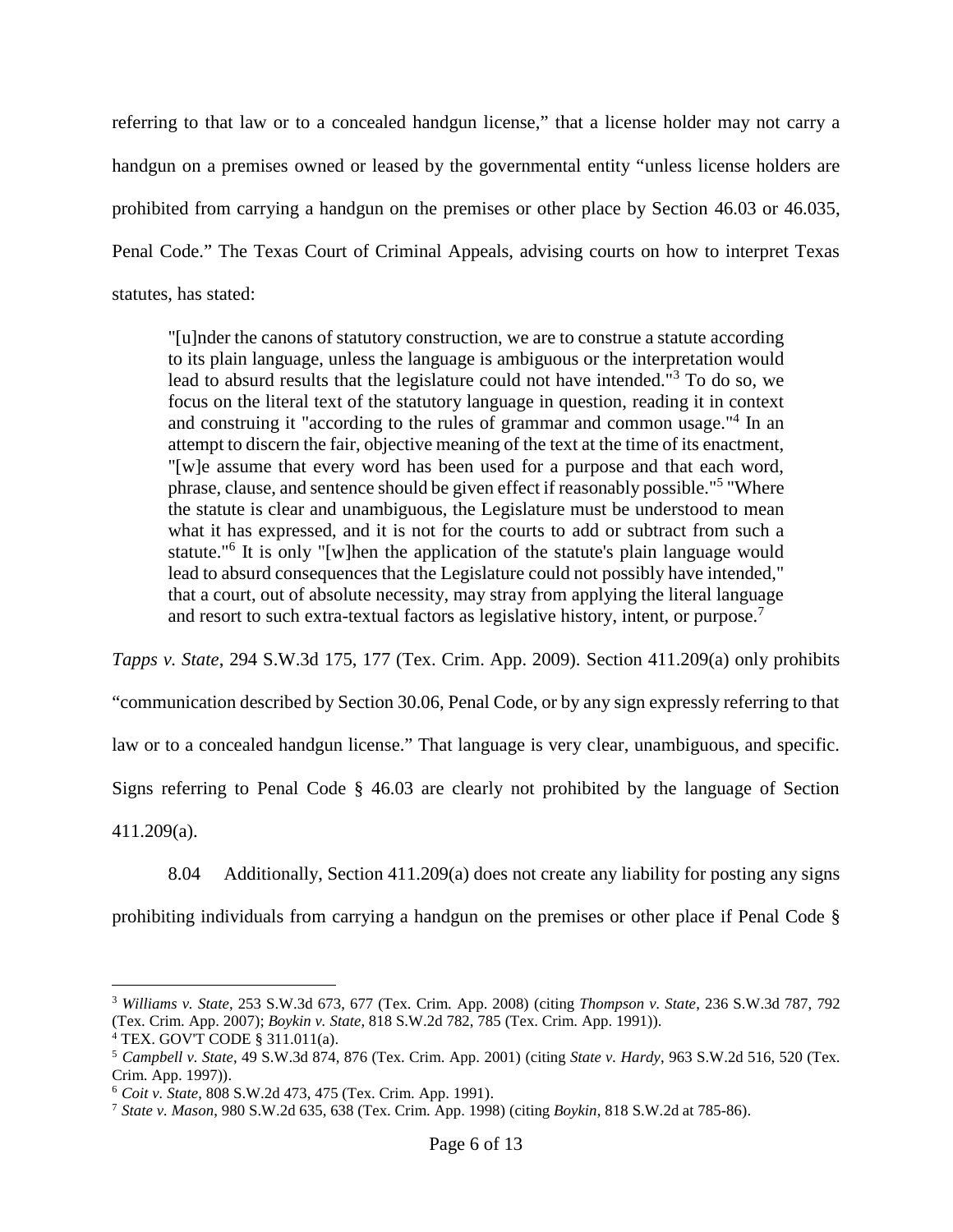referring to that law or to a concealed handgun license," that a license holder may not carry a handgun on a premises owned or leased by the governmental entity "unless license holders are prohibited from carrying a handgun on the premises or other place by Section 46.03 or 46.035, Penal Code." The Texas Court of Criminal Appeals, advising courts on how to interpret Texas statutes, has stated:

> "[u]nder the canons of statutory construction, we are to construe a statute according to its plain language, unless the language is ambiguous or the interpretation would lead to absurd results that the legislature could not have intended."[3] To do so, we focus on the literal text of the statutory language in question, reading it in context and construing it "according to the rules of grammar and common usage."[4] In an attempt to discern the fair, objective meaning of the text at the time of its enactment, "[w]e assume that every word has been used for a purpose and that each word, phrase, clause, and sentence should be given effect if reasonably possible."[5] "Where the statute is clear and unambiguous, the Legislature must be understood to mean what it has expressed, and it is not for the courts to add or subtract from such a statute."[6] It is only "[w]hen the application of the statute's plain language would lead to absurd consequences that the Legislature could not possibly have intended," that a court, out of absolute necessity, may stray from applying the literal language and resort to such extra-textual factors as legislative history, intent, or purpose.[7]

*Tapps v. State*, 294 S.W.3d 175, 177 (Tex. Crim. App. 2009). Section 411.209(a) only prohibits "communication described by Section 30.06, Penal Code, or by any sign expressly referring to that law or to a concealed handgun license." That language is very clear, unambiguous, and specific. Signs referring to Penal Code § 46.03 are clearly not prohibited by the language of Section 411.209(a).

8.04 Additionally, Section 411.209(a) does not create any liability for posting any signs prohibiting individuals from carrying a handgun on the premises or other place if Penal Code §

---

[3] *Williams v. State*, 253 S.W.3d 673, 677 (Tex. Crim. App. 2008) (citing *Thompson v. State*, 236 S.W.3d 787, 792 (Tex. Crim. App. 2007); *Boykin v. State*, 818 S.W.2d 782, 785 (Tex. Crim. App. 1991)).

[4] TEX. GOV'T CODE § 311.011(a).

[5] *Campbell v. State*, 49 S.W.3d 874, 876 (Tex. Crim. App. 2001) (citing *State v. Hardy*, 963 S.W.2d 516, 520 (Tex. Crim. App. 1997)).

[6] *Coit v. State*, 808 S.W.2d 473, 475 (Tex. Crim. App. 1991).

[7] *State v. Mason*, 980 S.W.2d 635, 638 (Tex. Crim. App. 1998) (citing *Boykin*, 818 S.W.2d at 785-86).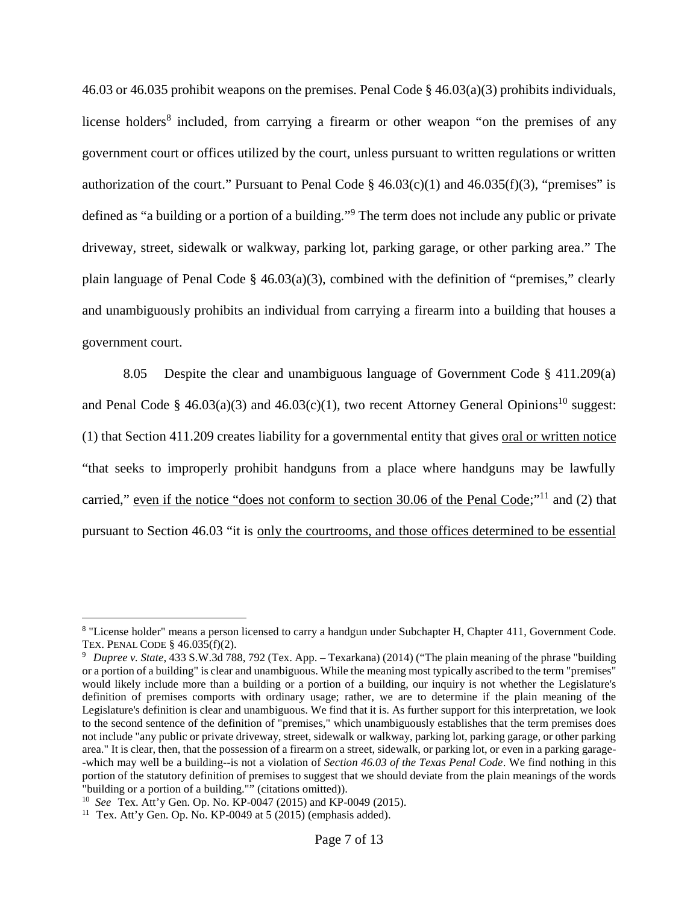46.03 or 46.035 prohibit weapons on the premises. Penal Code § 46.03(a)(3) prohibits individuals, license holders[8] included, from carrying a firearm or other weapon "on the premises of any government court or offices utilized by the court, unless pursuant to written regulations or written authorization of the court." Pursuant to Penal Code § 46.03(c)(1) and 46.035(f)(3), "premises" is defined as "a building or a portion of a building."[9] The term does not include any public or private driveway, street, sidewalk or walkway, parking lot, parking garage, or other parking area." The plain language of Penal Code § 46.03(a)(3), combined with the definition of "premises," clearly and unambiguously prohibits an individual from carrying a firearm into a building that houses a government court.

8.05 Despite the clear and unambiguous language of Government Code § 411.209(a) and Penal Code § 46.03(a)(3) and 46.03(c)(1), two recent Attorney General Opinions[10] suggest: (1) that Section 411.209 creates liability for a governmental entity that gives <u>oral or written notice</u> "that seeks to improperly prohibit handguns from a place where handguns may be lawfully carried," <u>even if the notice "does not conform to section 30.06 of the Penal Code</u>;"[11] and (2) that pursuant to Section 46.03 "it is <u>only the courtrooms, and those offices determined to be essential</u>

---

[8] "License holder" means a person licensed to carry a handgun under Subchapter H, Chapter 411, Government Code. TEX. PENAL CODE § 46.035(f)(2).

[9] *Dupree v. State*, 433 S.W.3d 788, 792 (Tex. App. – Texarkana) (2014) ("The plain meaning of the phrase "building or a portion of a building" is clear and unambiguous. While the meaning most typically ascribed to the term "premises" would likely include more than a building or a portion of a building, our inquiry is not whether the Legislature's definition of premises comports with ordinary usage; rather, we are to determine if the plain meaning of the Legislature's definition is clear and unambiguous. We find that it is. As further support for this interpretation, we look to the second sentence of the definition of "premises," which unambiguously establishes that the term premises does not include "any public or private driveway, street, sidewalk or walkway, parking lot, parking garage, or other parking area." It is clear, then, that the possession of a firearm on a street, sidewalk, or parking lot, or even in a parking garage--which may well be a building--is not a violation of *Section 46.03 of the Texas Penal Code*. We find nothing in this portion of the statutory definition of premises to suggest that we should deviate from the plain meanings of the words "building or a portion of a building."" (citations omitted)).

[10] *See* Tex. Att'y Gen. Op. No. KP-0047 (2015) and KP-0049 (2015).

[11] Tex. Att'y Gen. Op. No. KP-0049 at 5 (2015) (emphasis added).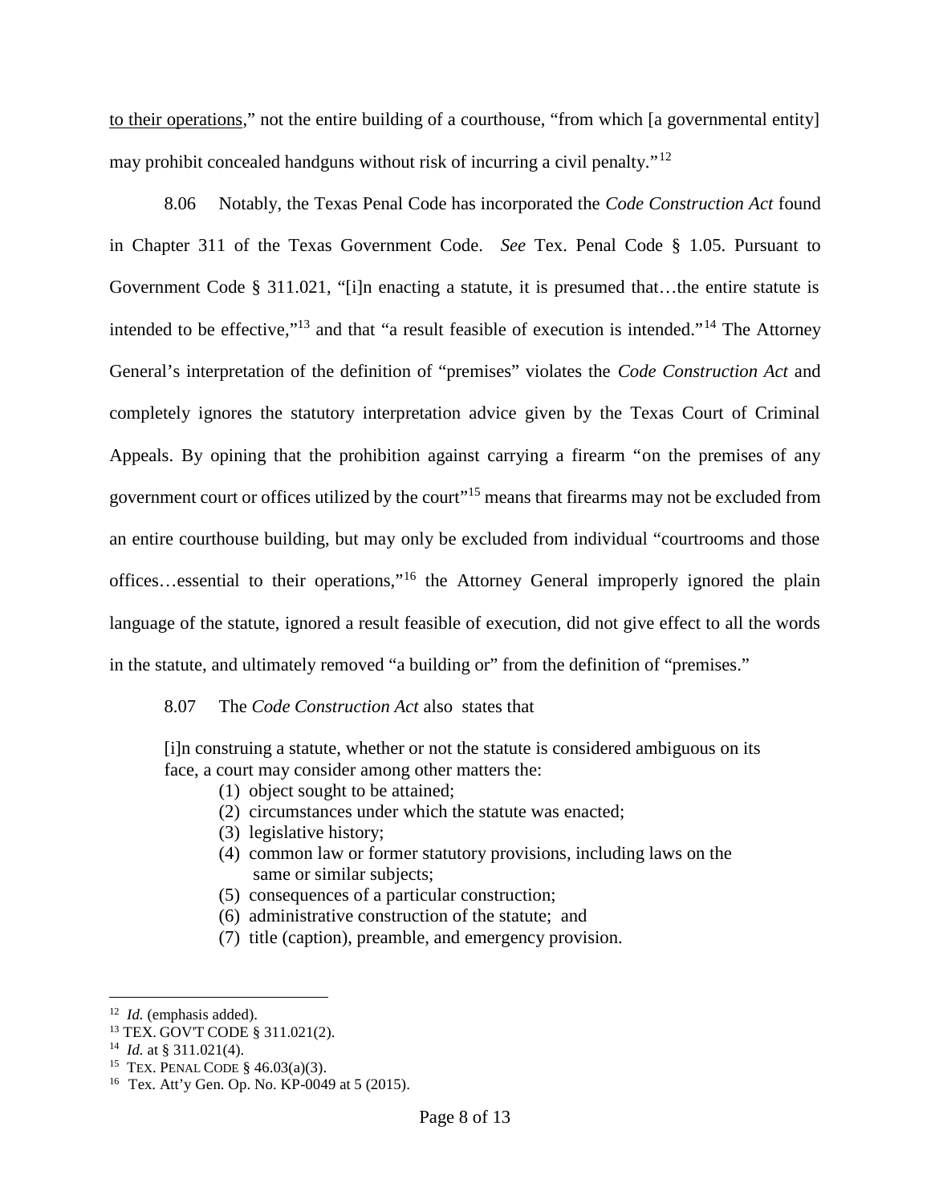to their operations," not the entire building of a courthouse, "from which [a governmental entity] may prohibit concealed handguns without risk of incurring a civil penalty."[12]

8.06 Notably, the Texas Penal Code has incorporated the *Code Construction Act* found in Chapter 311 of the Texas Government Code. *See* Tex. Penal Code § 1.05. Pursuant to Government Code § 311.021, "[i]n enacting a statute, it is presumed that…the entire statute is intended to be effective,"[13] and that "a result feasible of execution is intended."[14] The Attorney General's interpretation of the definition of "premises" violates the *Code Construction Act* and completely ignores the statutory interpretation advice given by the Texas Court of Criminal Appeals. By opining that the prohibition against carrying a firearm "on the premises of any government court or offices utilized by the court"[15] means that firearms may not be excluded from an entire courthouse building, but may only be excluded from individual "courtrooms and those offices…essential to their operations,"[16] the Attorney General improperly ignored the plain language of the statute, ignored a result feasible of execution, did not give effect to all the words in the statute, and ultimately removed "a building or" from the definition of "premises."

8.07 The *Code Construction Act* also states that

> [i]n construing a statute, whether or not the statute is considered ambiguous on its face, a court may consider among other matters the:
> (1) object sought to be attained;
> (2) circumstances under which the statute was enacted;
> (3) legislative history;
> (4) common law or former statutory provisions, including laws on the same or similar subjects;
> (5) consequences of a particular construction;
> (6) administrative construction of the statute; and
> (7) title (caption), preamble, and emergency provision.

---

[12] *Id.* (emphasis added).
[13] TEX. GOV'T CODE § 311.021(2).
[14] *Id.* at § 311.021(4).
[15] TEX. PENAL CODE § 46.03(a)(3).
[16] Tex. Att'y Gen. Op. No. KP-0049 at 5 (2015).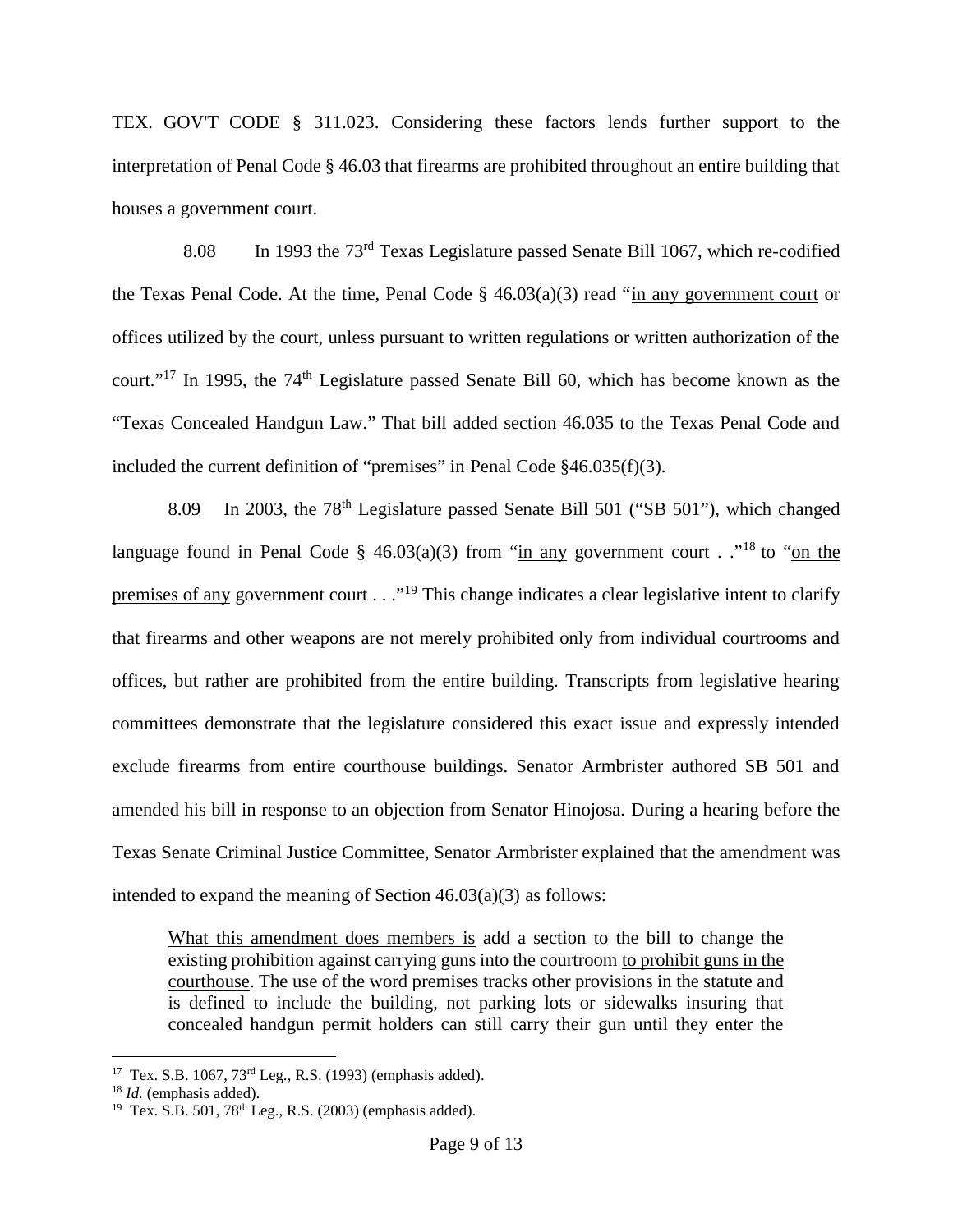TEX. GOV'T CODE § 311.023. Considering these factors lends further support to the interpretation of Penal Code § 46.03 that firearms are prohibited throughout an entire building that houses a government court.

8.08 In 1993 the 73rd Texas Legislature passed Senate Bill 1067, which re-codified the Texas Penal Code. At the time, Penal Code § 46.03(a)(3) read "<u>in any government court</u> or offices utilized by the court, unless pursuant to written regulations or written authorization of the court."[17] In 1995, the 74th Legislature passed Senate Bill 60, which has become known as the "Texas Concealed Handgun Law." That bill added section 46.035 to the Texas Penal Code and included the current definition of "premises" in Penal Code §46.035(f)(3).

8.09 In 2003, the 78th Legislature passed Senate Bill 501 ("SB 501"), which changed language found in Penal Code § 46.03(a)(3) from "<u>in any</u> government court . ."[18] to "<u>on the premises of any</u> government court . . ."[19] This change indicates a clear legislative intent to clarify that firearms and other weapons are not merely prohibited only from individual courtrooms and offices, but rather are prohibited from the entire building. Transcripts from legislative hearing committees demonstrate that the legislature considered this exact issue and expressly intended exclude firearms from entire courthouse buildings. Senator Armbrister authored SB 501 and amended his bill in response to an objection from Senator Hinojosa. During a hearing before the Texas Senate Criminal Justice Committee, Senator Armbrister explained that the amendment was intended to expand the meaning of Section 46.03(a)(3) as follows:

> <u>What this amendment does members is</u> add a section to the bill to change the existing prohibition against carrying guns into the courtroom <u>to prohibit guns in the courthouse</u>. The use of the word premises tracks other provisions in the statute and is defined to include the building, not parking lots or sidewalks insuring that concealed handgun permit holders can still carry their gun until they enter the

---

[17] Tex. S.B. 1067, 73rd Leg., R.S. (1993) (emphasis added).

[18] *Id.* (emphasis added).

[19] Tex. S.B. 501, 78th Leg., R.S. (2003) (emphasis added).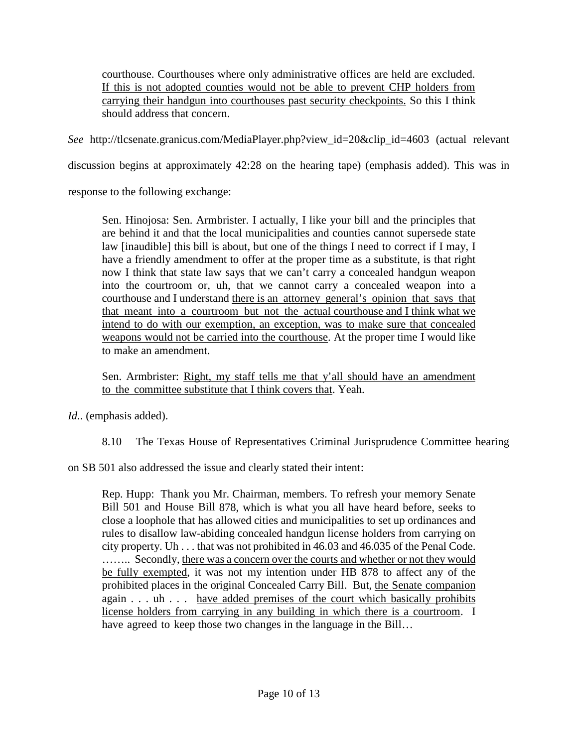> courthouse. Courthouses where only administrative offices are held are excluded. <u>If this is not adopted counties would not be able to prevent CHP holders from carrying their handgun into courthouses past security checkpoints.</u> So this I think should address that concern.

*See* http://tlcsenate.granicus.com/MediaPlayer.php?view_id=20&clip_id=4603 (actual relevant discussion begins at approximately 42:28 on the hearing tape) (emphasis added). This was in response to the following exchange:

> Sen. Hinojosa: Sen. Armbrister. I actually, I like your bill and the principles that are behind it and that the local municipalities and counties cannot supersede state law [inaudible] this bill is about, but one of the things I need to correct if I may, I have a friendly amendment to offer at the proper time as a substitute, is that right now I think that state law says that we can't carry a concealed handgun weapon into the courtroom or, uh, that we cannot carry a concealed weapon into a courthouse and I understand <u>there is an attorney general's opinion that says that that meant into a courtroom but not the actual courthouse and I think what we intend to do with our exemption, an exception, was to make sure that concealed weapons would not be carried into the courthouse</u>. At the proper time I would like to make an amendment.
>
> Sen. Armbrister: <u>Right, my staff tells me that y'all should have an amendment to the committee substitute that I think covers that</u>. Yeah.

*Id.*. (emphasis added).

8.10 The Texas House of Representatives Criminal Jurisprudence Committee hearing on SB 501 also addressed the issue and clearly stated their intent:

> Rep. Hupp: Thank you Mr. Chairman, members. To refresh your memory Senate Bill 501 and House Bill 878, which is what you all have heard before, seeks to close a loophole that has allowed cities and municipalities to set up ordinances and rules to disallow law-abiding concealed handgun license holders from carrying on city property. Uh . . . that was not prohibited in 46.03 and 46.035 of the Penal Code. …….. Secondly, <u>there was a concern over the courts and whether or not they would be fully exempted</u>, it was not my intention under HB 878 to affect any of the prohibited places in the original Concealed Carry Bill. But, <u>the Senate companion</u> again . . . uh . . . <u>have added premises of the court which basically prohibits license holders from carrying in any building in which there is a courtroom</u>. I have agreed to keep those two changes in the language in the Bill…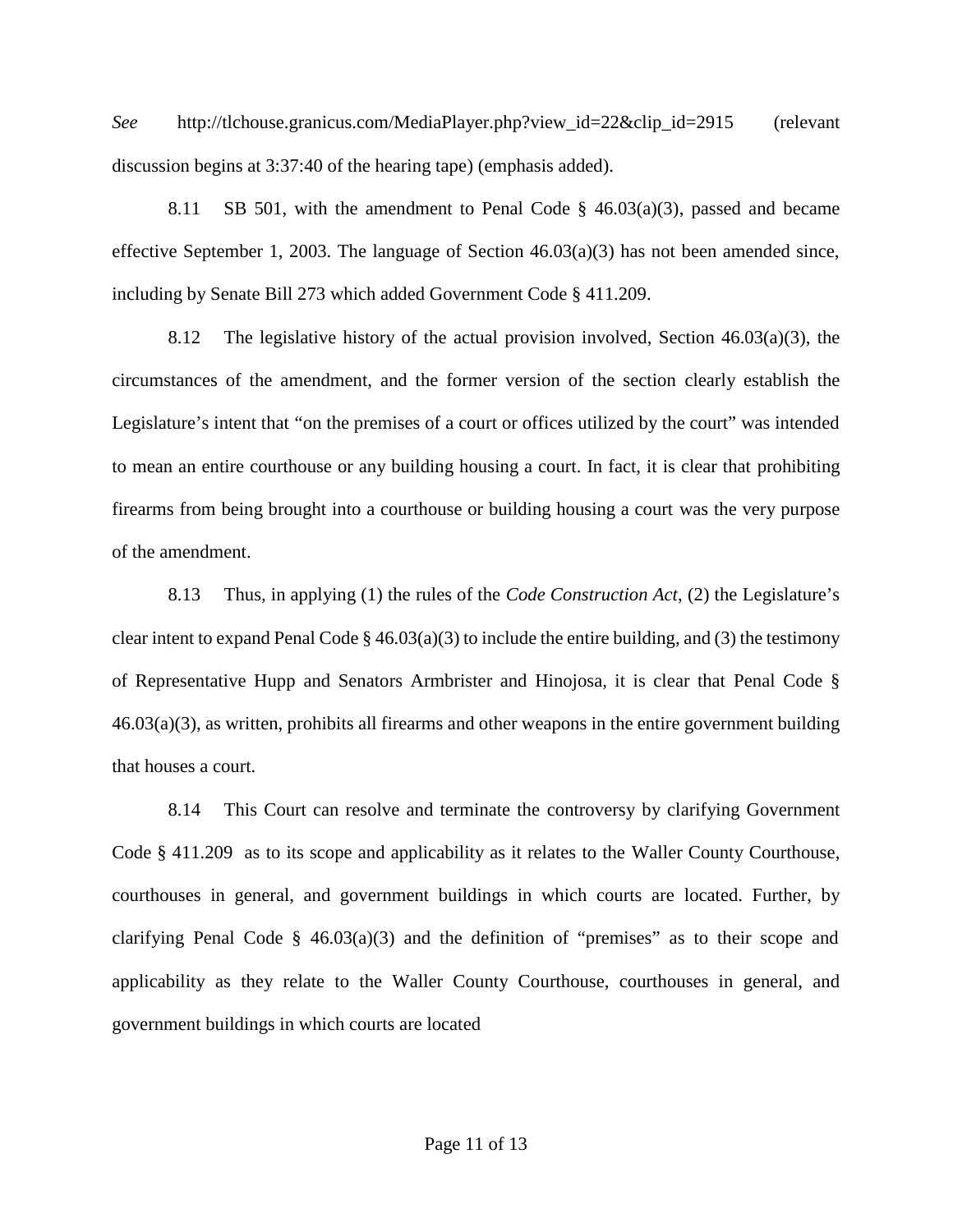*See* http://tlchouse.granicus.com/MediaPlayer.php?view_id=22&clip_id=2915 (relevant discussion begins at 3:37:40 of the hearing tape) (emphasis added).

8.11 SB 501, with the amendment to Penal Code § 46.03(a)(3), passed and became effective September 1, 2003. The language of Section 46.03(a)(3) has not been amended since, including by Senate Bill 273 which added Government Code § 411.209.

8.12 The legislative history of the actual provision involved, Section 46.03(a)(3), the circumstances of the amendment, and the former version of the section clearly establish the Legislature's intent that "on the premises of a court or offices utilized by the court" was intended to mean an entire courthouse or any building housing a court. In fact, it is clear that prohibiting firearms from being brought into a courthouse or building housing a court was the very purpose of the amendment.

8.13 Thus, in applying (1) the rules of the *Code Construction Act*, (2) the Legislature's clear intent to expand Penal Code § 46.03(a)(3) to include the entire building, and (3) the testimony of Representative Hupp and Senators Armbrister and Hinojosa, it is clear that Penal Code § 46.03(a)(3), as written, prohibits all firearms and other weapons in the entire government building that houses a court.

8.14 This Court can resolve and terminate the controversy by clarifying Government Code § 411.209 as to its scope and applicability as it relates to the Waller County Courthouse, courthouses in general, and government buildings in which courts are located. Further, by clarifying Penal Code § 46.03(a)(3) and the definition of "premises" as to their scope and applicability as they relate to the Waller County Courthouse, courthouses in general, and government buildings in which courts are located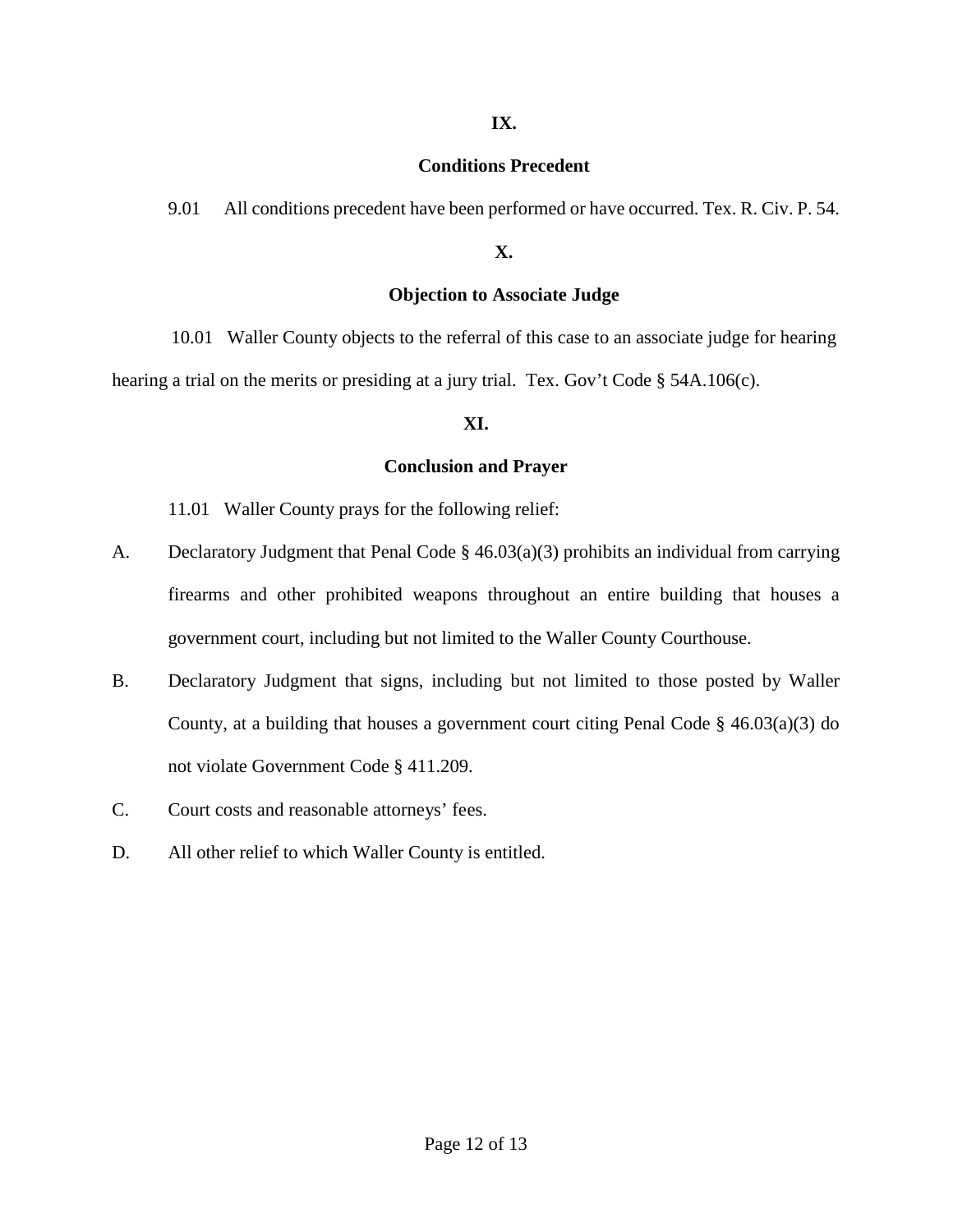## IX.

## Conditions Precedent

9.01 All conditions precedent have been performed or have occurred. Tex. R. Civ. P. 54.

## X.

## Objection to Associate Judge

10.01 Waller County objects to the referral of this case to an associate judge for hearing hearing a trial on the merits or presiding at a jury trial. Tex. Gov't Code § 54A.106(c).

## XI.

## Conclusion and Prayer

11.01 Waller County prays for the following relief:

A. Declaratory Judgment that Penal Code § 46.03(a)(3) prohibits an individual from carrying firearms and other prohibited weapons throughout an entire building that houses a government court, including but not limited to the Waller County Courthouse.

B. Declaratory Judgment that signs, including but not limited to those posted by Waller County, at a building that houses a government court citing Penal Code § 46.03(a)(3) do not violate Government Code § 411.209.

C. Court costs and reasonable attorneys' fees.

D. All other relief to which Waller County is entitled.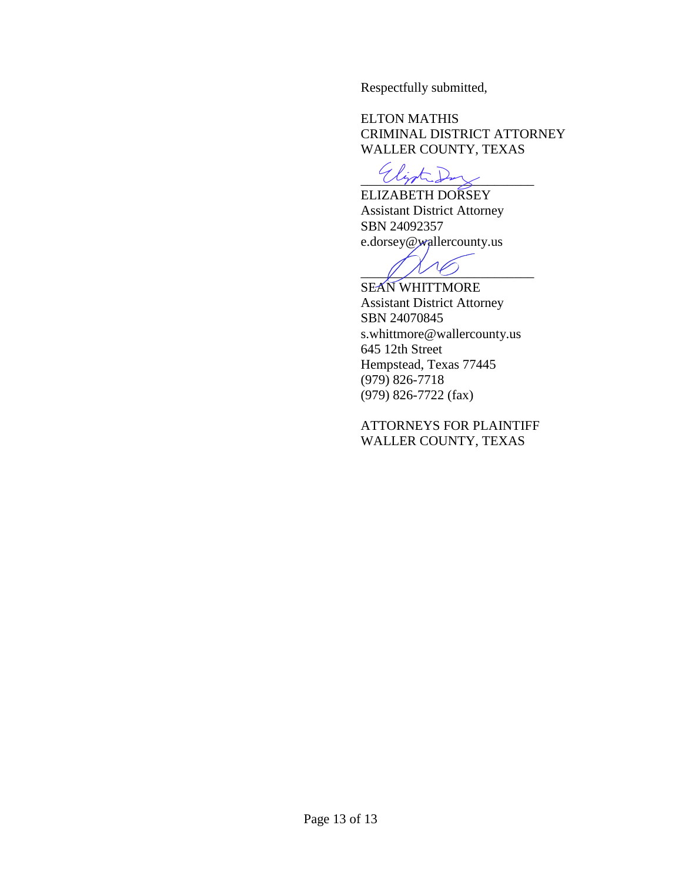Respectfully submitted,

ELTON MATHIS
CRIMINAL DISTRICT ATTORNEY
WALLER COUNTY, TEXAS

\_\_\_\_\_\_\_\_\_\_\_\_\_\_\_\_\_\_\_\_\_\_\_\_\_\_
ELIZABETH DORSEY
Assistant District Attorney
SBN 24092357
e.dorsey@wallercounty.us

\_\_\_\_\_\_\_\_\_\_\_\_\_\_\_\_\_\_\_\_\_\_\_\_\_\_
SEAN WHITTMORE
Assistant District Attorney
SBN 24070845
s.whittmore@wallercounty.us
645 12th Street
Hempstead, Texas 77445
(979) 826-7718
(979) 826-7722 (fax)

ATTORNEYS FOR PLAINTIFF
WALLER COUNTY, TEXAS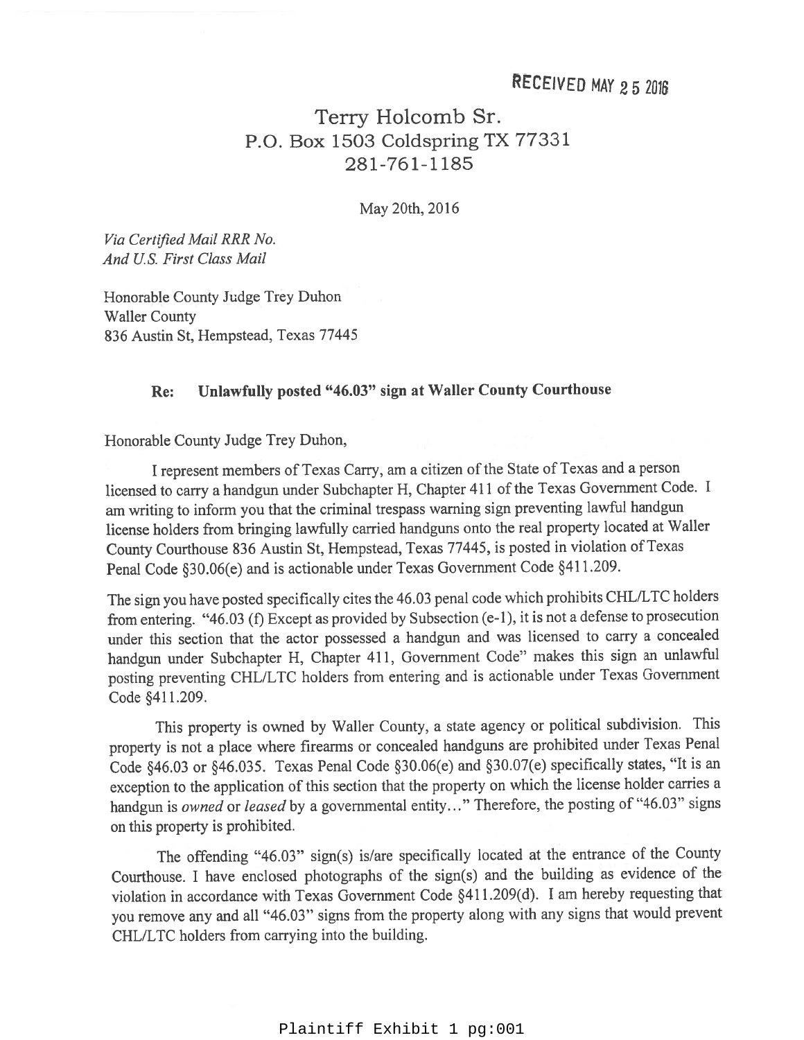RECEIVED MAY 25 2016

Terry Holcomb Sr.
P.O. Box 1503 Coldspring TX 77331
281-761-1185

May 20th, 2016

*Via Certified Mail RRR No.*
*And U.S. First Class Mail*

Honorable County Judge Trey Duhon
Waller County
836 Austin St, Hempstead, Texas 77445

**Re: Unlawfully posted "46.03" sign at Waller County Courthouse**

Honorable County Judge Trey Duhon,

I represent members of Texas Carry, am a citizen of the State of Texas and a person licensed to carry a handgun under Subchapter H, Chapter 411 of the Texas Government Code. I am writing to inform you that the criminal trespass warning sign preventing lawful handgun license holders from bringing lawfully carried handguns onto the real property located at Waller County Courthouse 836 Austin St, Hempstead, Texas 77445, is posted in violation of Texas Penal Code §30.06(e) and is actionable under Texas Government Code §411.209.

The sign you have posted specifically cites the 46.03 penal code which prohibits CHL/LTC holders from entering. "46.03 (f) Except as provided by Subsection (e-1), it is not a defense to prosecution under this section that the actor possessed a handgun and was licensed to carry a concealed handgun under Subchapter H, Chapter 411, Government Code" makes this sign an unlawful posting preventing CHL/LTC holders from entering and is actionable under Texas Government Code §411.209.

This property is owned by Waller County, a state agency or political subdivision. This property is not a place where firearms or concealed handguns are prohibited under Texas Penal Code §46.03 or §46.035. Texas Penal Code §30.06(e) and §30.07(e) specifically states, "It is an exception to the application of this section that the property on which the license holder carries a handgun is *owned* or *leased* by a governmental entity..." Therefore, the posting of "46.03" signs on this property is prohibited.

The offending "46.03" sign(s) is/are specifically located at the entrance of the County Courthouse. I have enclosed photographs of the sign(s) and the building as evidence of the violation in accordance with Texas Government Code §411.209(d). I am hereby requesting that you remove any and all "46.03" signs from the property along with any signs that would prevent CHL/LTC holders from carrying into the building.

Plaintiff Exhibit 1 pg:001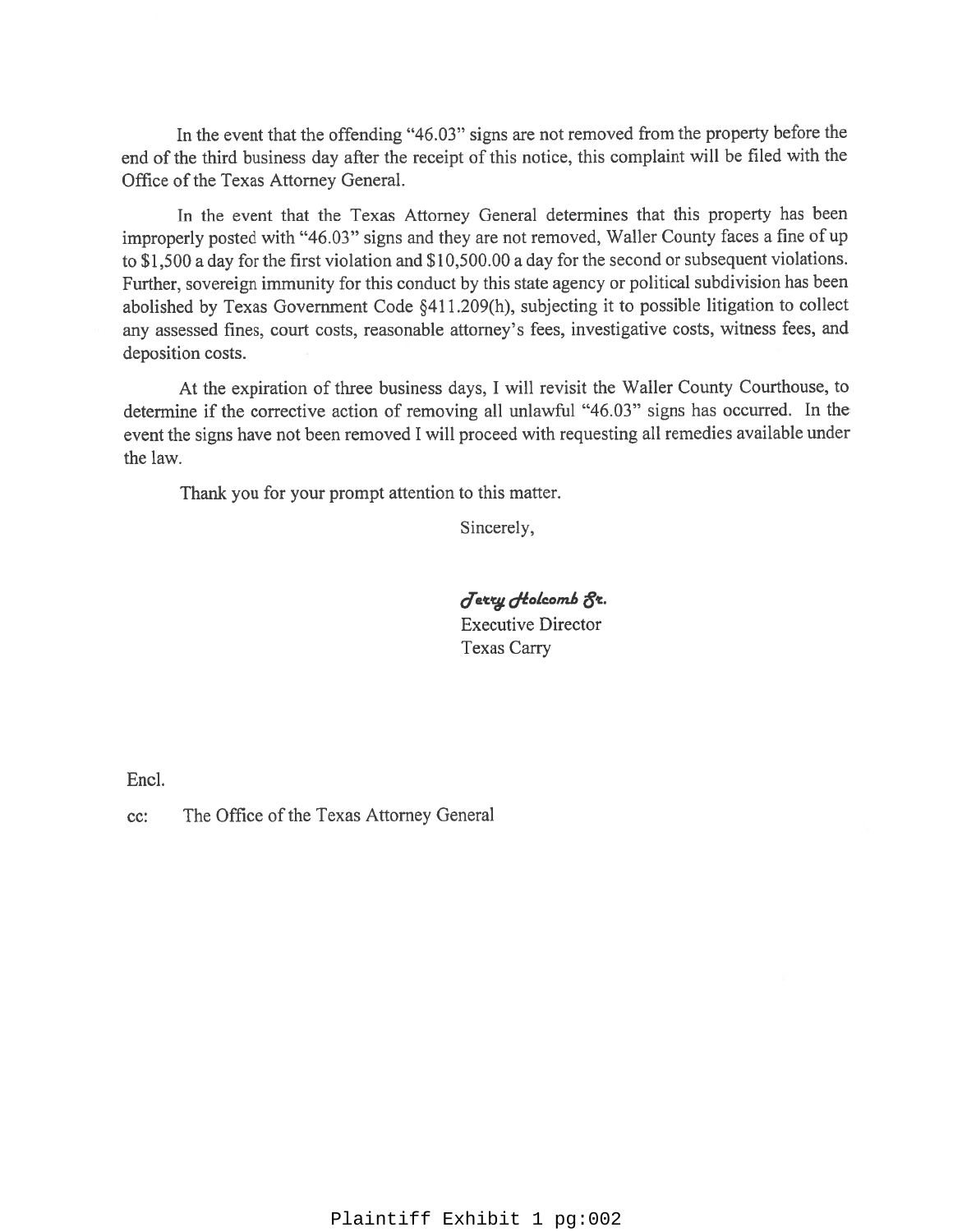In the event that the offending "46.03" signs are not removed from the property before the end of the third business day after the receipt of this notice, this complaint will be filed with the Office of the Texas Attorney General.

In the event that the Texas Attorney General determines that this property has been improperly posted with "46.03" signs and they are not removed, Waller County faces a fine of up to $1,500 a day for the first violation and $10,500.00 a day for the second or subsequent violations. Further, sovereign immunity for this conduct by this state agency or political subdivision has been abolished by Texas Government Code §411.209(h), subjecting it to possible litigation to collect any assessed fines, court costs, reasonable attorney's fees, investigative costs, witness fees, and deposition costs.

At the expiration of three business days, I will revisit the Waller County Courthouse, to determine if the corrective action of removing all unlawful "46.03" signs has occurred. In the event the signs have not been removed I will proceed with requesting all remedies available under the law.

Thank you for your prompt attention to this matter.

Sincerely,

*Terry Holcomb Sr.*
Executive Director
Texas Carry

Encl.

cc: The Office of the Texas Attorney General

Plaintiff Exhibit 1 pg:002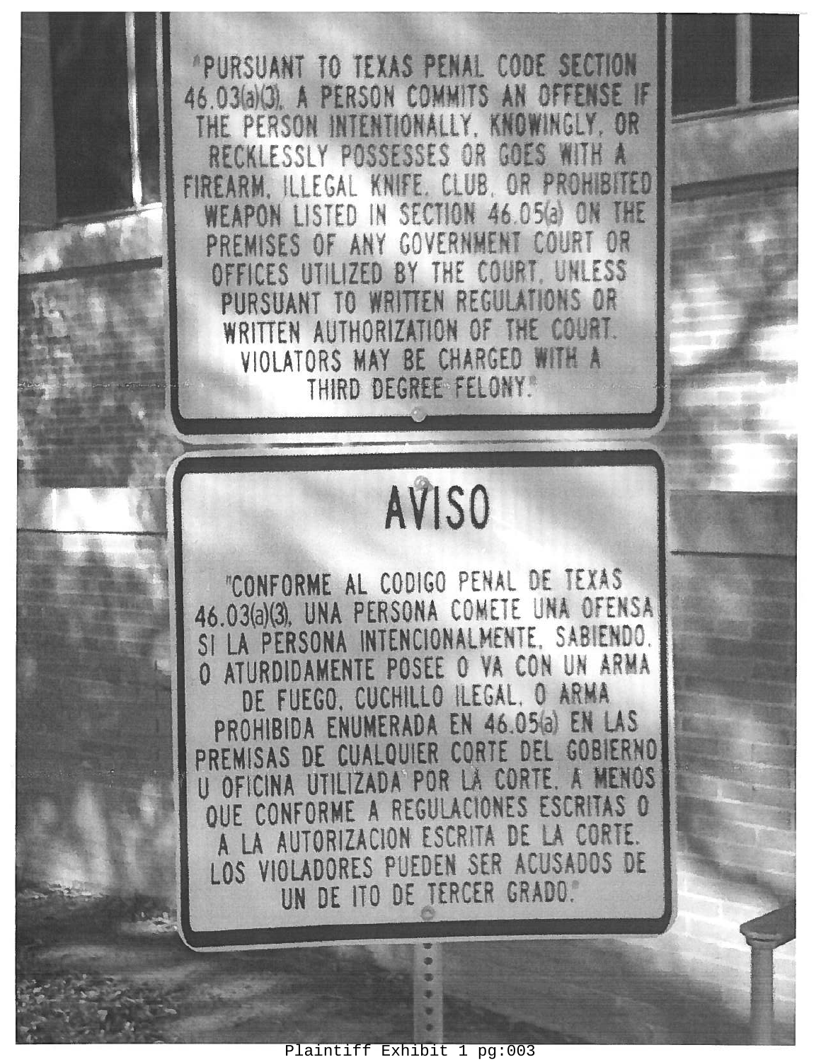"PURSUANT TO TEXAS PENAL CODE SECTION 46.03(a)(3), A PERSON COMMITS AN OFFENSE IF THE PERSON INTENTIONALLY, KNOWINGLY, OR RECKLESSLY POSSESSES OR GOES WITH A FIREARM, ILLEGAL KNIFE, CLUB, OR PROHIBITED WEAPON LISTED IN SECTION 46.05(a) ON THE PREMISES OF ANY GOVERNMENT COURT OR OFFICES UTILIZED BY THE COURT, UNLESS PURSUANT TO WRITTEN REGULATIONS OR WRITTEN AUTHORIZATION OF THE COURT. VIOLATORS MAY BE CHARGED WITH A THIRD DEGREE FELONY."

# AVISO

"CONFORME AL CODIGO PENAL DE TEXAS 46.03(a)(3), UNA PERSONA COMETE UNA OFENSA SI LA PERSONA INTENCIONALMENTE, SABIENDO, O ATURDIDAMENTE POSEE O VA CON UN ARMA DE FUEGO, CUCHILLO ILEGAL, O ARMA PROHIBIDA ENUMERADA EN 46.05(a) EN LAS PREMISAS DE CUALQUIER CORTE DEL GOBIERNO U OFICINA UTILIZADA POR LA CORTE, A MENOS QUE CONFORME A REGULACIONES ESCRITAS O A LA AUTORIZACION ESCRITA DE LA CORTE. LOS VIOLADORES PUEDEN SER ACUSADOS DE UN DE ITO DE TERCER GRADO."

Plaintiff Exhibit 1 pg:003